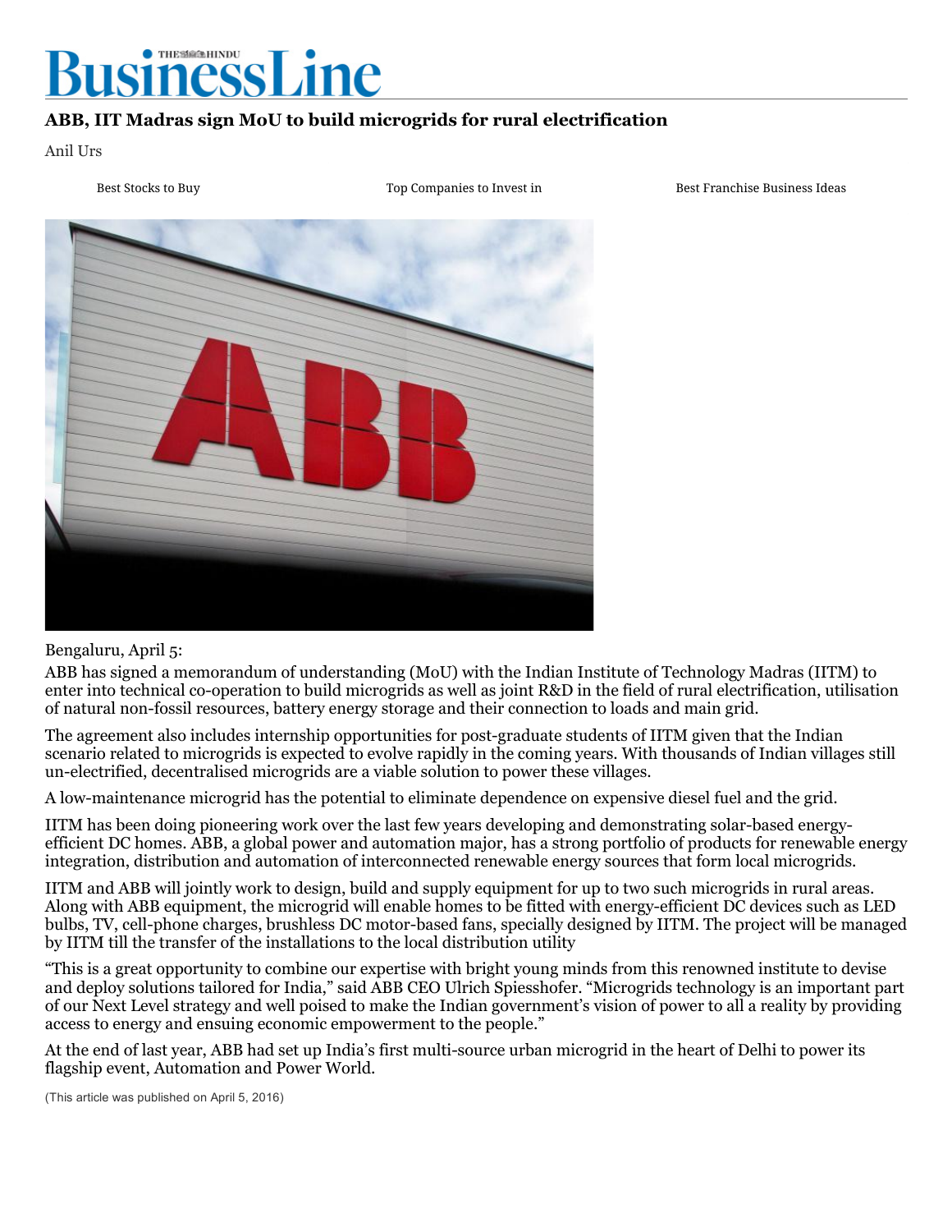# ABB, IIT Madras sign MoU to build microgrids for rural electrification

Anil Urs

Best Stocks to Buy | Top Companies to Invest in | Best Franchise Business Ideas

Bengaluru, April 5:

ABB has signed a memorandum of understanding (MoU) with the Indian Institute of Technology Madras (IITM) to enter into technical co-operation to build microgrids as well as joint R&D in the field of rural electrification, utilisation of natural non-fossil resources, battery energy storage and their connection to loads and main grid.

The agreement also includes internship opportunities for post-graduate students of IITM given that the Indian scenario related to microgrids is expected to evolve rapidly in the coming years. With thousands of Indian villages still un-electrified, decentralised microgrids are a viable solution to power these villages.

A low-maintenance microgrid has the potential to eliminate dependence on expensive diesel fuel and the grid.

IITM has been doing pioneering work over the last few years developing and demonstrating solar-based energy-efficient DC homes. ABB, a global power and automation major, has a strong portfolio of products for renewable energy integration, distribution and automation of interconnected renewable energy sources that form local microgrids.

IITM and ABB will jointly work to design, build and supply equipment for up to two such microgrids in rural areas. Along with ABB equipment, the microgrid will enable homes to be fitted with energy-efficient DC devices such as LED bulbs, TV, cell-phone charges, brushless DC motor-based fans, specially designed by IITM. The project will be managed by IITM till the transfer of the installations to the local distribution utility

"This is a great opportunity to combine our expertise with bright young minds from this renowned institute to devise and deploy solutions tailored for India," said ABB CEO Ulrich Spiesshofer. "Microgrids technology is an important part of our Next Level strategy and well poised to make the Indian government's vision of power to all a reality by providing access to energy and ensuing economic empowerment to the people."

At the end of last year, ABB had set up India's first multi-source urban microgrid in the heart of Delhi to power its flagship event, Automation and Power World.

(This article was published on April 5, 2016)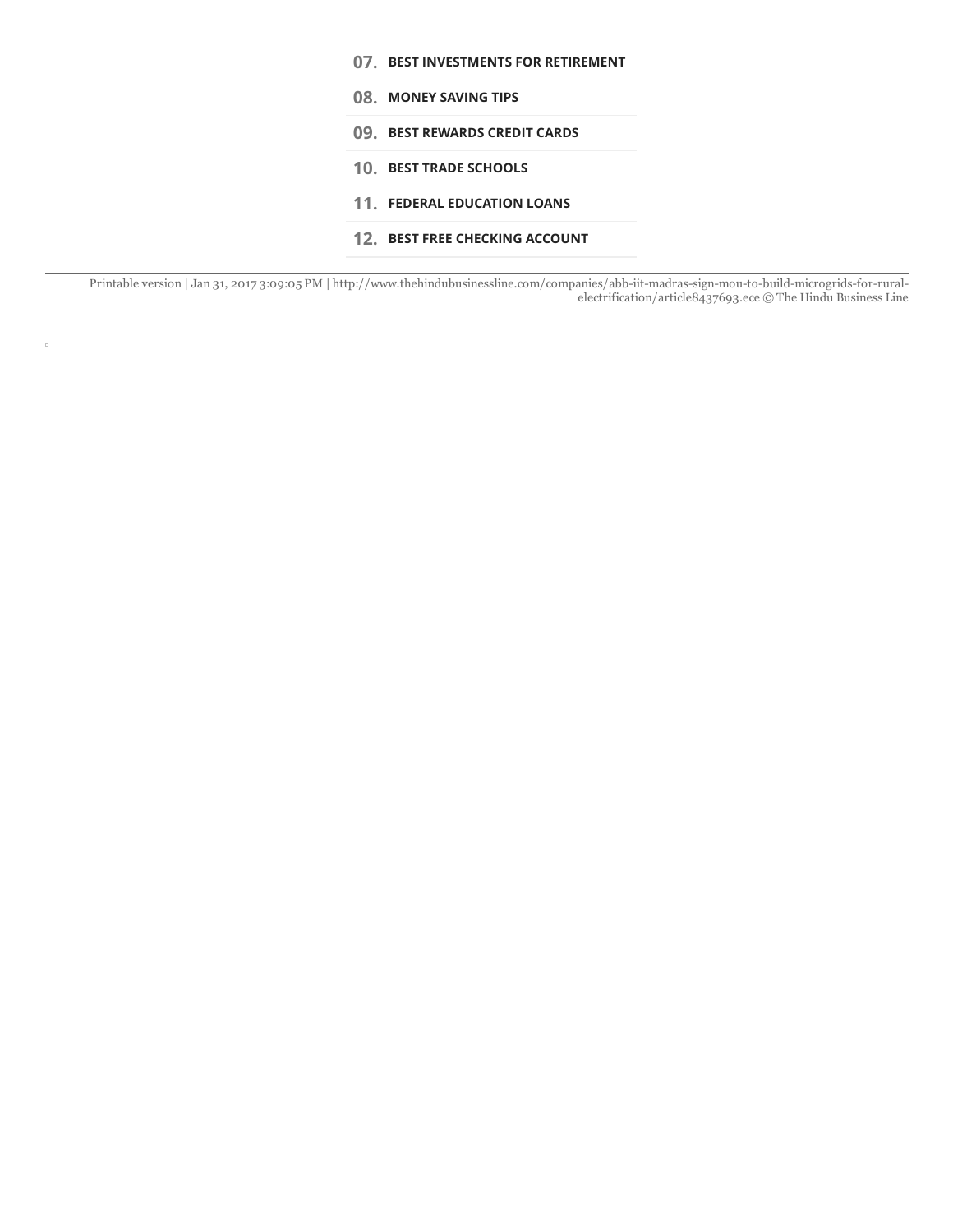07. **BEST INVESTMENTS FOR RETIREMENT**

08. **MONEY SAVING TIPS**

09. **BEST REWARDS CREDIT CARDS**

10. **BEST TRADE SCHOOLS**

11. **FEDERAL EDUCATION LOANS**

12. **BEST FREE CHECKING ACCOUNT**

---

Printable version | Jan 31, 2017 3:09:05 PM | http://www.thehindubusinessline.com/companies/abb-iit-madras-sign-mou-to-build-microgrids-for-rural-electrification/article8437693.ece © The Hindu Business Line